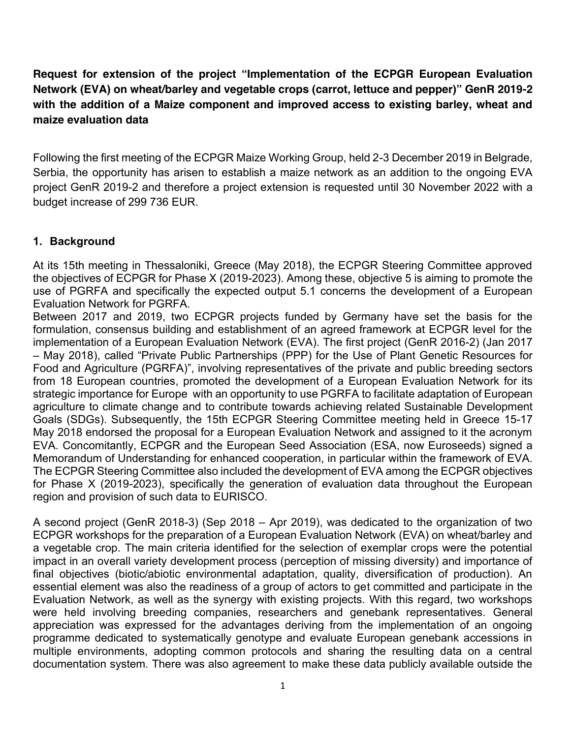**Request for extension of the project "Implementation of the ECPGR European Evaluation Network (EVA) on wheat/barley and vegetable crops (carrot, lettuce and pepper)" GenR 2019-2 with the addition of a Maize component and improved access to existing barley, wheat and maize evaluation data**

Following the first meeting of the ECPGR Maize Working Group, held 2-3 December 2019 in Belgrade, Serbia, the opportunity has arisen to establish a maize network as an addition to the ongoing EVA project GenR 2019-2 and therefore a project extension is requested until 30 November 2022 with a budget increase of 299 736 EUR.

## 1. Background

At its 15th meeting in Thessaloniki, Greece (May 2018), the ECPGR Steering Committee approved the objectives of ECPGR for Phase X (2019-2023). Among these, objective 5 is aiming to promote the use of PGRFA and specifically the expected output 5.1 concerns the development of a European Evaluation Network for PGRFA.

Between 2017 and 2019, two ECPGR projects funded by Germany have set the basis for the formulation, consensus building and establishment of an agreed framework at ECPGR level for the implementation of a European Evaluation Network (EVA). The first project (GenR 2016-2) (Jan 2017 – May 2018), called "Private Public Partnerships (PPP) for the Use of Plant Genetic Resources for Food and Agriculture (PGRFA)", involving representatives of the private and public breeding sectors from 18 European countries, promoted the development of a European Evaluation Network for its strategic importance for Europe with an opportunity to use PGRFA to facilitate adaptation of European agriculture to climate change and to contribute towards achieving related Sustainable Development Goals (SDGs). Subsequently, the 15th ECPGR Steering Committee meeting held in Greece 15-17 May 2018 endorsed the proposal for a European Evaluation Network and assigned to it the acronym EVA. Concomitantly, ECPGR and the European Seed Association (ESA, now Euroseeds) signed a Memorandum of Understanding for enhanced cooperation, in particular within the framework of EVA. The ECPGR Steering Committee also included the development of EVA among the ECPGR objectives for Phase X (2019-2023), specifically the generation of evaluation data throughout the European region and provision of such data to EURISCO.

A second project (GenR 2018-3) (Sep 2018 – Apr 2019), was dedicated to the organization of two ECPGR workshops for the preparation of a European Evaluation Network (EVA) on wheat/barley and a vegetable crop. The main criteria identified for the selection of exemplar crops were the potential impact in an overall variety development process (perception of missing diversity) and importance of final objectives (biotic/abiotic environmental adaptation, quality, diversification of production). An essential element was also the readiness of a group of actors to get committed and participate in the Evaluation Network, as well as the synergy with existing projects. With this regard, two workshops were held involving breeding companies, researchers and genebank representatives. General appreciation was expressed for the advantages deriving from the implementation of an ongoing programme dedicated to systematically genotype and evaluate European genebank accessions in multiple environments, adopting common protocols and sharing the resulting data on a central documentation system. There was also agreement to make these data publicly available outside the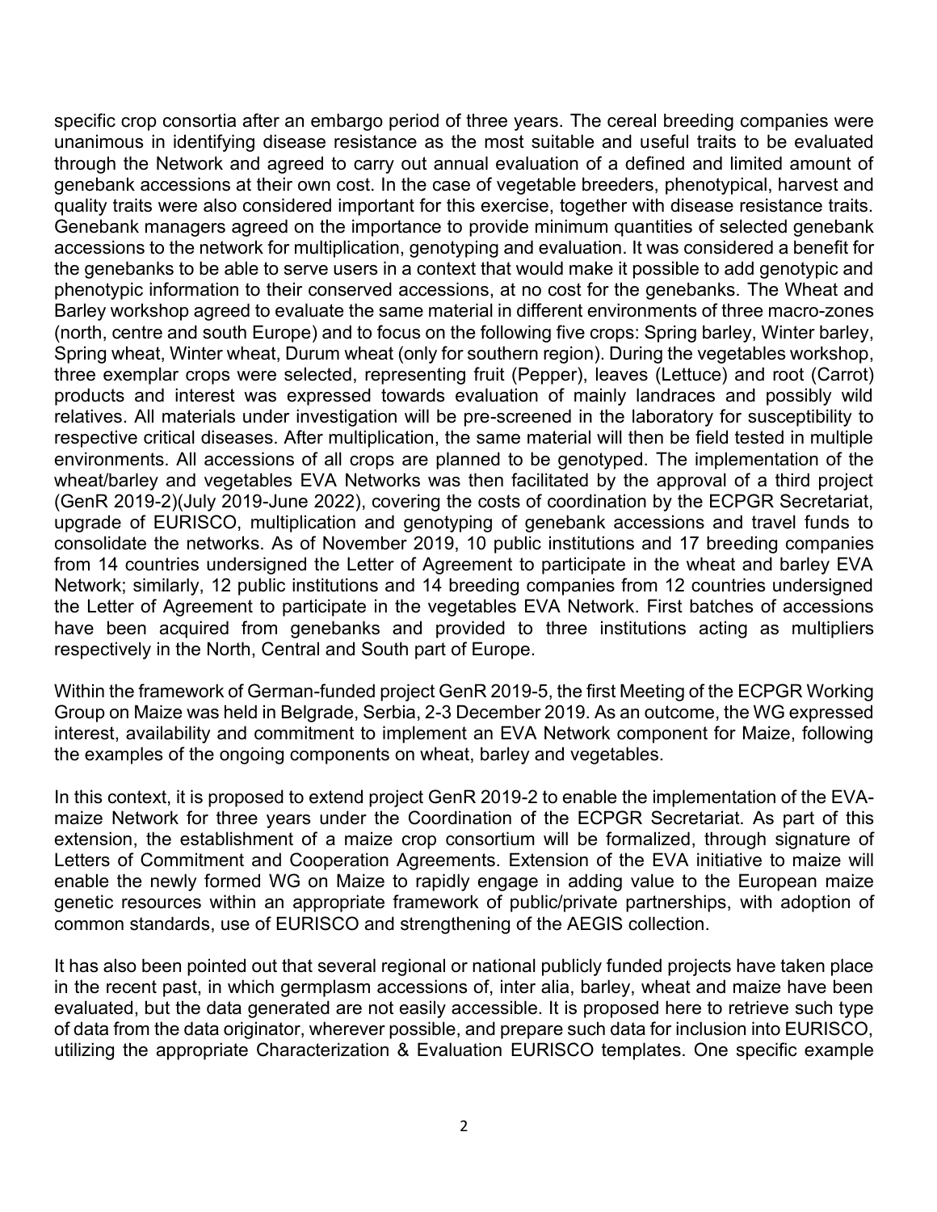specific crop consortia after an embargo period of three years. The cereal breeding companies were unanimous in identifying disease resistance as the most suitable and useful traits to be evaluated through the Network and agreed to carry out annual evaluation of a defined and limited amount of genebank accessions at their own cost. In the case of vegetable breeders, phenotypical, harvest and quality traits were also considered important for this exercise, together with disease resistance traits. Genebank managers agreed on the importance to provide minimum quantities of selected genebank accessions to the network for multiplication, genotyping and evaluation. It was considered a benefit for the genebanks to be able to serve users in a context that would make it possible to add genotypic and phenotypic information to their conserved accessions, at no cost for the genebanks. The Wheat and Barley workshop agreed to evaluate the same material in different environments of three macro-zones (north, centre and south Europe) and to focus on the following five crops: Spring barley, Winter barley, Spring wheat, Winter wheat, Durum wheat (only for southern region). During the vegetables workshop, three exemplar crops were selected, representing fruit (Pepper), leaves (Lettuce) and root (Carrot) products and interest was expressed towards evaluation of mainly landraces and possibly wild relatives. All materials under investigation will be pre-screened in the laboratory for susceptibility to respective critical diseases. After multiplication, the same material will then be field tested in multiple environments. All accessions of all crops are planned to be genotyped. The implementation of the wheat/barley and vegetables EVA Networks was then facilitated by the approval of a third project (GenR 2019-2)(July 2019-June 2022), covering the costs of coordination by the ECPGR Secretariat, upgrade of EURISCO, multiplication and genotyping of genebank accessions and travel funds to consolidate the networks. As of November 2019, 10 public institutions and 17 breeding companies from 14 countries undersigned the Letter of Agreement to participate in the wheat and barley EVA Network; similarly, 12 public institutions and 14 breeding companies from 12 countries undersigned the Letter of Agreement to participate in the vegetables EVA Network. First batches of accessions have been acquired from genebanks and provided to three institutions acting as multipliers respectively in the North, Central and South part of Europe.

Within the framework of German-funded project GenR 2019-5, the first Meeting of the ECPGR Working Group on Maize was held in Belgrade, Serbia, 2-3 December 2019. As an outcome, the WG expressed interest, availability and commitment to implement an EVA Network component for Maize, following the examples of the ongoing components on wheat, barley and vegetables.

In this context, it is proposed to extend project GenR 2019-2 to enable the implementation of the EVA-maize Network for three years under the Coordination of the ECPGR Secretariat. As part of this extension, the establishment of a maize crop consortium will be formalized, through signature of Letters of Commitment and Cooperation Agreements. Extension of the EVA initiative to maize will enable the newly formed WG on Maize to rapidly engage in adding value to the European maize genetic resources within an appropriate framework of public/private partnerships, with adoption of common standards, use of EURISCO and strengthening of the AEGIS collection.

It has also been pointed out that several regional or national publicly funded projects have taken place in the recent past, in which germplasm accessions of, inter alia, barley, wheat and maize have been evaluated, but the data generated are not easily accessible. It is proposed here to retrieve such type of data from the data originator, wherever possible, and prepare such data for inclusion into EURISCO, utilizing the appropriate Characterization & Evaluation EURISCO templates. One specific example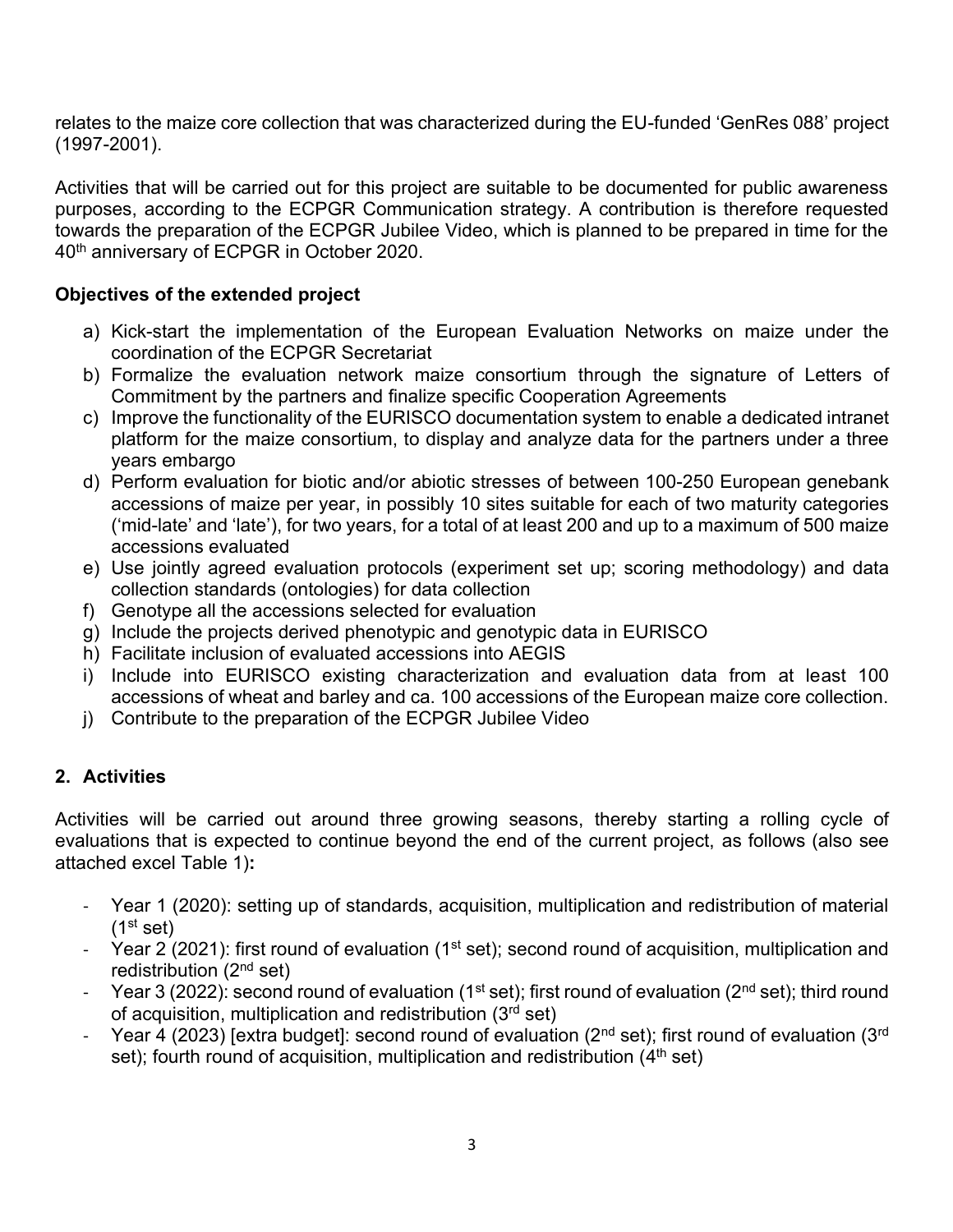relates to the maize core collection that was characterized during the EU-funded 'GenRes 088' project (1997-2001).

Activities that will be carried out for this project are suitable to be documented for public awareness purposes, according to the ECPGR Communication strategy. A contribution is therefore requested towards the preparation of the ECPGR Jubilee Video, which is planned to be prepared in time for the 40th anniversary of ECPGR in October 2020.

**Objectives of the extended project**

a) Kick-start the implementation of the European Evaluation Networks on maize under the coordination of the ECPGR Secretariat
b) Formalize the evaluation network maize consortium through the signature of Letters of Commitment by the partners and finalize specific Cooperation Agreements
c) Improve the functionality of the EURISCO documentation system to enable a dedicated intranet platform for the maize consortium, to display and analyze data for the partners under a three years embargo
d) Perform evaluation for biotic and/or abiotic stresses of between 100-250 European genebank accessions of maize per year, in possibly 10 sites suitable for each of two maturity categories ('mid-late' and 'late'), for two years, for a total of at least 200 and up to a maximum of 500 maize accessions evaluated
e) Use jointly agreed evaluation protocols (experiment set up; scoring methodology) and data collection standards (ontologies) for data collection
f) Genotype all the accessions selected for evaluation
g) Include the projects derived phenotypic and genotypic data in EURISCO
h) Facilitate inclusion of evaluated accessions into AEGIS
i) Include into EURISCO existing characterization and evaluation data from at least 100 accessions of wheat and barley and ca. 100 accessions of the European maize core collection.
j) Contribute to the preparation of the ECPGR Jubilee Video

## 2. Activities

Activities will be carried out around three growing seasons, thereby starting a rolling cycle of evaluations that is expected to continue beyond the end of the current project, as follows (also see attached excel Table 1)**:**

- Year 1 (2020): setting up of standards, acquisition, multiplication and redistribution of material (1st set)
- Year 2 (2021): first round of evaluation (1st set); second round of acquisition, multiplication and redistribution (2nd set)
- Year 3 (2022): second round of evaluation (1st set); first round of evaluation (2nd set); third round of acquisition, multiplication and redistribution (3rd set)
- Year 4 (2023) [extra budget]: second round of evaluation (2nd set); first round of evaluation (3rd set); fourth round of acquisition, multiplication and redistribution (4th set)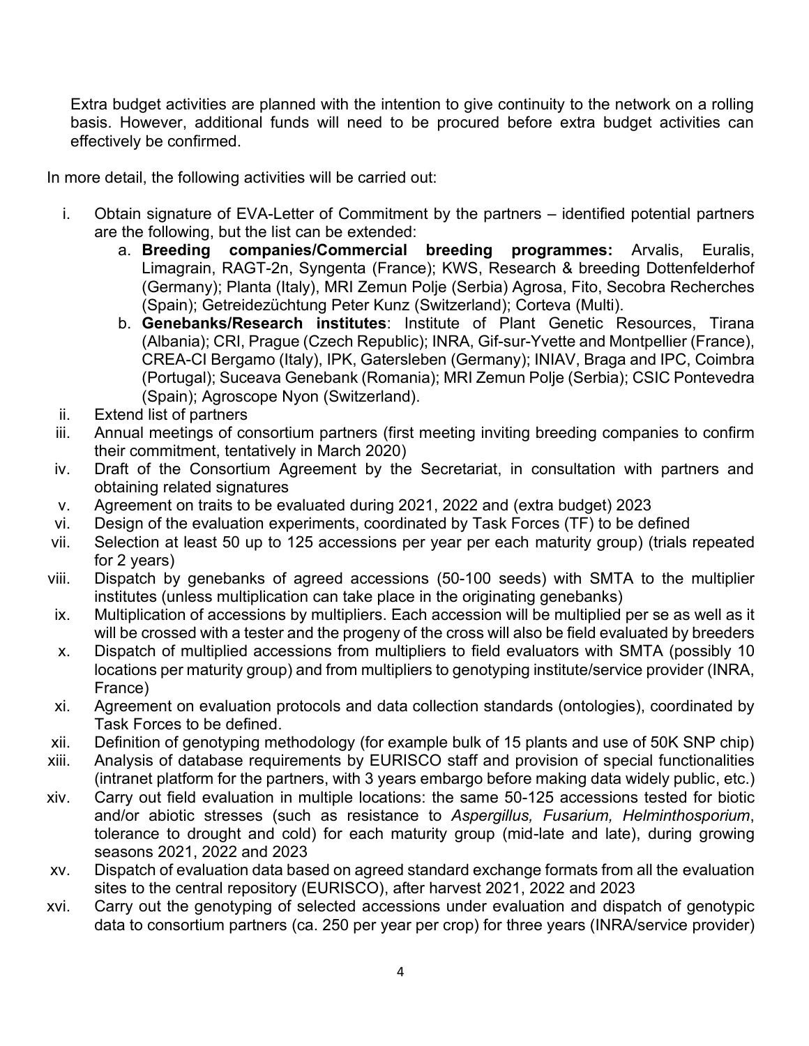Extra budget activities are planned with the intention to give continuity to the network on a rolling basis. However, additional funds will need to be procured before extra budget activities can effectively be confirmed.

In more detail, the following activities will be carried out:

i. Obtain signature of EVA-Letter of Commitment by the partners – identified potential partners are the following, but the list can be extended:
    a. **Breeding companies/Commercial breeding programmes:** Arvalis, Euralis, Limagrain, RAGT-2n, Syngenta (France); KWS, Research & breeding Dottenfelderhof (Germany); Planta (Italy), MRI Zemun Polje (Serbia) Agrosa, Fito, Secobra Recherches (Spain); Getreidezüchtung Peter Kunz (Switzerland); Corteva (Multi).
    b. **Genebanks/Research institutes**: Institute of Plant Genetic Resources, Tirana (Albania); CRI, Prague (Czech Republic); INRA, Gif-sur-Yvette and Montpellier (France), CREA-CI Bergamo (Italy), IPK, Gatersleben (Germany); INIAV, Braga and IPC, Coimbra (Portugal); Suceava Genebank (Romania); MRI Zemun Polje (Serbia); CSIC Pontevedra (Spain); Agroscope Nyon (Switzerland).

ii. Extend list of partners

iii. Annual meetings of consortium partners (first meeting inviting breeding companies to confirm their commitment, tentatively in March 2020)

iv. Draft of the Consortium Agreement by the Secretariat, in consultation with partners and obtaining related signatures

v. Agreement on traits to be evaluated during 2021, 2022 and (extra budget) 2023

vi. Design of the evaluation experiments, coordinated by Task Forces (TF) to be defined

vii. Selection at least 50 up to 125 accessions per year per each maturity group) (trials repeated for 2 years)

viii. Dispatch by genebanks of agreed accessions (50-100 seeds) with SMTA to the multiplier institutes (unless multiplication can take place in the originating genebanks)

ix. Multiplication of accessions by multipliers. Each accession will be multiplied per se as well as it will be crossed with a tester and the progeny of the cross will also be field evaluated by breeders

x. Dispatch of multiplied accessions from multipliers to field evaluators with SMTA (possibly 10 locations per maturity group) and from multipliers to genotyping institute/service provider (INRA, France)

xi. Agreement on evaluation protocols and data collection standards (ontologies), coordinated by Task Forces to be defined.

xii. Definition of genotyping methodology (for example bulk of 15 plants and use of 50K SNP chip)

xiii. Analysis of database requirements by EURISCO staff and provision of special functionalities (intranet platform for the partners, with 3 years embargo before making data widely public, etc.)

xiv. Carry out field evaluation in multiple locations: the same 50-125 accessions tested for biotic and/or abiotic stresses (such as resistance to *Aspergillus, Fusarium, Helminthosporium*, tolerance to drought and cold) for each maturity group (mid-late and late), during growing seasons 2021, 2022 and 2023

xv. Dispatch of evaluation data based on agreed standard exchange formats from all the evaluation sites to the central repository (EURISCO), after harvest 2021, 2022 and 2023

xvi. Carry out the genotyping of selected accessions under evaluation and dispatch of genotypic data to consortium partners (ca. 250 per year per crop) for three years (INRA/service provider)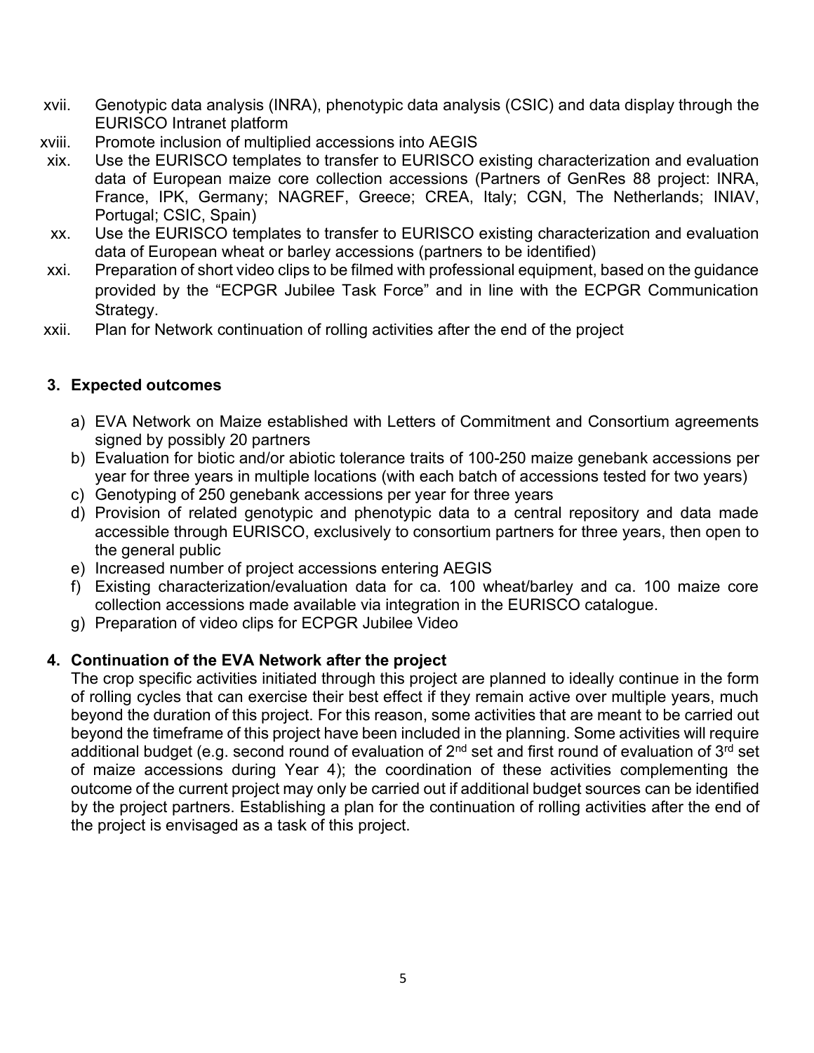xvii. Genotypic data analysis (INRA), phenotypic data analysis (CSIC) and data display through the EURISCO Intranet platform

xviii. Promote inclusion of multiplied accessions into AEGIS

xix. Use the EURISCO templates to transfer to EURISCO existing characterization and evaluation data of European maize core collection accessions (Partners of GenRes 88 project: INRA, France, IPK, Germany; NAGREF, Greece; CREA, Italy; CGN, The Netherlands; INIAV, Portugal; CSIC, Spain)

xx. Use the EURISCO templates to transfer to EURISCO existing characterization and evaluation data of European wheat or barley accessions (partners to be identified)

xxi. Preparation of short video clips to be filmed with professional equipment, based on the guidance provided by the "ECPGR Jubilee Task Force" and in line with the ECPGR Communication Strategy.

xxii. Plan for Network continuation of rolling activities after the end of the project

## 3. Expected outcomes

a) EVA Network on Maize established with Letters of Commitment and Consortium agreements signed by possibly 20 partners
b) Evaluation for biotic and/or abiotic tolerance traits of 100-250 maize genebank accessions per year for three years in multiple locations (with each batch of accessions tested for two years)
c) Genotyping of 250 genebank accessions per year for three years
d) Provision of related genotypic and phenotypic data to a central repository and data made accessible through EURISCO, exclusively to consortium partners for three years, then open to the general public
e) Increased number of project accessions entering AEGIS
f) Existing characterization/evaluation data for ca. 100 wheat/barley and ca. 100 maize core collection accessions made available via integration in the EURISCO catalogue.
g) Preparation of video clips for ECPGR Jubilee Video

## 4. Continuation of the EVA Network after the project

The crop specific activities initiated through this project are planned to ideally continue in the form of rolling cycles that can exercise their best effect if they remain active over multiple years, much beyond the duration of this project. For this reason, some activities that are meant to be carried out beyond the timeframe of this project have been included in the planning. Some activities will require additional budget (e.g. second round of evaluation of 2nd set and first round of evaluation of 3rd set of maize accessions during Year 4); the coordination of these activities complementing the outcome of the current project may only be carried out if additional budget sources can be identified by the project partners. Establishing a plan for the continuation of rolling activities after the end of the project is envisaged as a task of this project.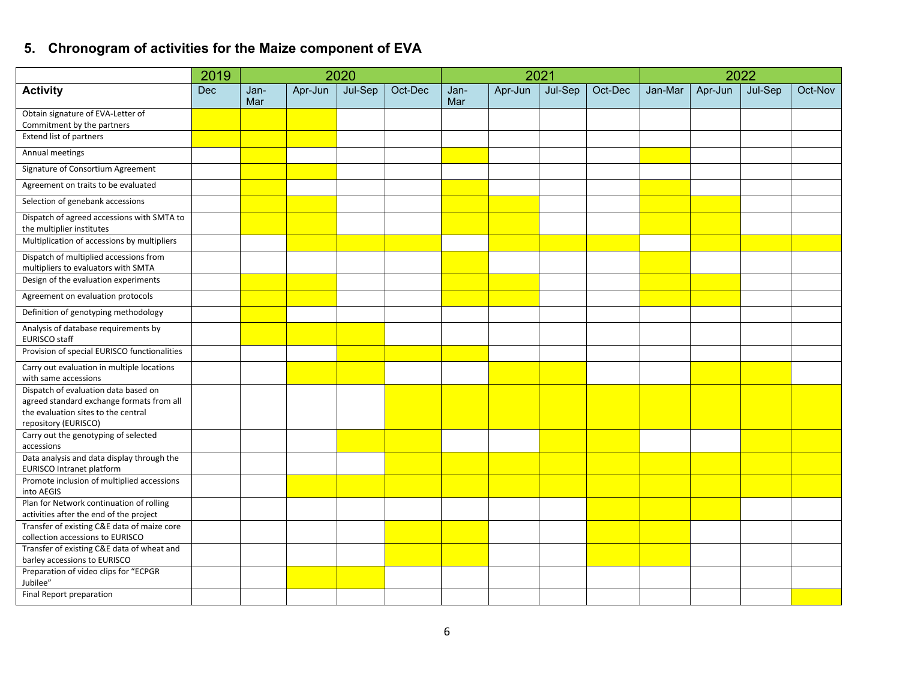## 5. Chronogram of activities for the Maize component of EVA

Highlighted periods are marked with X.

| | 2019 | 2020 | | | | 2021 | | | | 2022 | | | |
|---|---|---|---|---|---|---|---|---|---|---|---|---|---|
| **Activity** | Dec | Jan-Mar | Apr-Jun | Jul-Sep | Oct-Dec | Jan-Mar | Apr-Jun | Jul-Sep | Oct-Dec | Jan-Mar | Apr-Jun | Jul-Sep | Oct-Nov |
| Obtain signature of EVA-Letter of Commitment by the partners | X | X | X | | | | | | | | | | |
| Extend list of partners | X | X | X | | | | | | | | | | |
| Annual meetings | | X | | | | X | | | | X | | | |
| Signature of Consortium Agreement | | X | X | | | | | | | | | | |
| Agreement on traits to be evaluated | | X | | | | X | | | | X | | | |
| Selection of genebank accessions | | X | X | | | X | X | | | X | X | | |
| Dispatch of agreed accessions with SMTA to the multiplier institutes | | X | X | | | X | X | | | X | X | | |
| Multiplication of accessions by multipliers | | | X | X | X | | X | X | X | | X | X | X |
| Dispatch of multiplied accessions from multipliers to evaluators with SMTA | | | | | | X | | | | X | | | |
| Design of the evaluation experiments | | X | X | | | X | X | | | X | X | | |
| Agreement on evaluation protocols | | X | X | | | X | X | | | X | X | | |
| Definition of genotyping methodology | | X | | | | | | | | | | | |
| Analysis of database requirements by EURISCO staff | | X | X | X | | | | | | | | | |
| Provision of special EURISCO functionalities | | | | X | X | X | | | | | | | |
| Carry out evaluation in multiple locations with same accessions | | | X | X | | | X | X | | | X | X | |
| Dispatch of evaluation data based on agreed standard exchange formats from all the evaluation sites to the central repository (EURISCO) | | | | | X | X | X | X | X | X | X | X | X |
| Carry out the genotyping of selected accessions | | | | X | X | | | X | X | | | X | X |
| Data analysis and data display through the EURISCO Intranet platform | | | | | X | X | X | X | X | X | X | X | X |
| Promote inclusion of multiplied accessions into AEGIS | | | X | X | X | X | X | X | X | X | X | X | X |
| Plan for Network continuation of rolling activities after the end of the project | | | | | | | | | X | X | X | | |
| Transfer of existing C&E data of maize core collection accessions to EURISCO | | | | | X | X | | | X | X | | | |
| Transfer of existing C&E data of wheat and barley accessions to EURISCO | | | | | X | X | | | X | X | | | |
| Preparation of video clips for "ECPGR Jubilee" | | | X | X | | | | | | | | | |
| Final Report preparation | | | | | | | | | | | | | X |